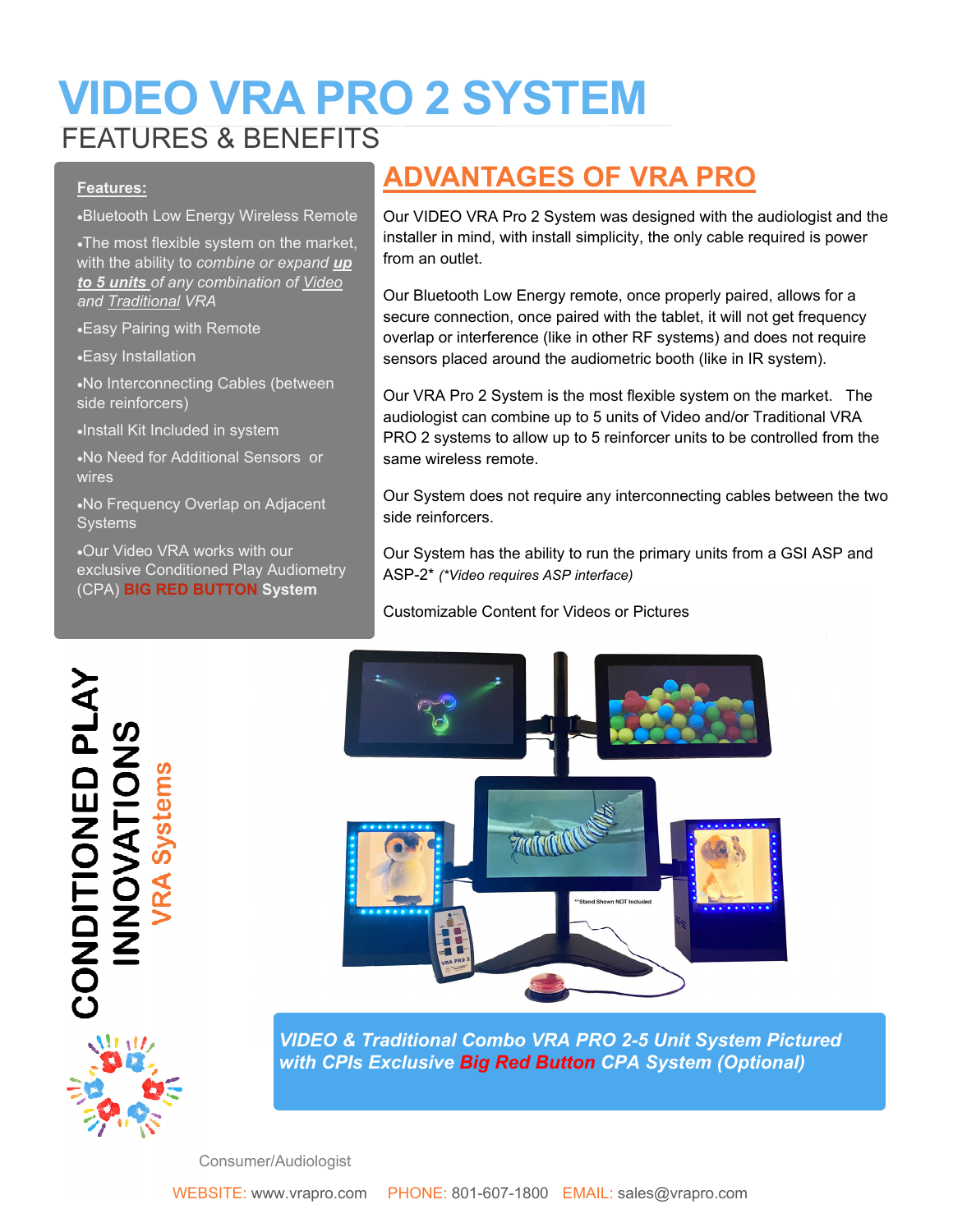# VIDEO VRA PRO 2 SYSTEM

## FEATURES & BENEFITS

**Features:**

- Bluetooth Low Energy Wireless Remote
- The most flexible system on the market, with the ability to *combine or expand* ***up to 5 units*** *of any combination of Video and Traditional VRA*
- Easy Pairing with Remote
- Easy Installation
- No Interconnecting Cables (between side reinforcers)
- Install Kit Included in system
- No Need for Additional Sensors or wires
- No Frequency Overlap on Adjacent Systems
- Our Video VRA works with our exclusive Conditioned Play Audiometry (CPA) **BIG RED BUTTON System**

## ADVANTAGES OF VRA PRO

Our VIDEO VRA Pro 2 System was designed with the audiologist and the installer in mind, with install simplicity, the only cable required is power from an outlet.

Our Bluetooth Low Energy remote, once properly paired, allows for a secure connection, once paired with the tablet, it will not get frequency overlap or interference (like in other RF systems) and does not require sensors placed around the audiometric booth (like in IR system).

Our VRA Pro 2 System is the most flexible system on the market. The audiologist can combine up to 5 units of Video and/or Traditional VRA PRO 2 systems to allow up to 5 reinforcer units to be controlled from the same wireless remote.

Our System does not require any interconnecting cables between the two side reinforcers.

Our System has the ability to run the primary units from a GSI ASP and ASP-2* *(*Video requires ASP interface)*

Customizable Content for Videos or Pictures

**CONDITIONED PLAY INNOVATIONS**
**VRA Systems**

**Stand Shown NOT Included

***VIDEO & Traditional Combo VRA PRO 2-5 Unit System Pictured with CPIs Exclusive Big Red Button CPA System (Optional)***

Consumer/Audiologist

WEBSITE: www.vrapro.com PHONE: 801-607-1800 EMAIL: sales@vrapro.com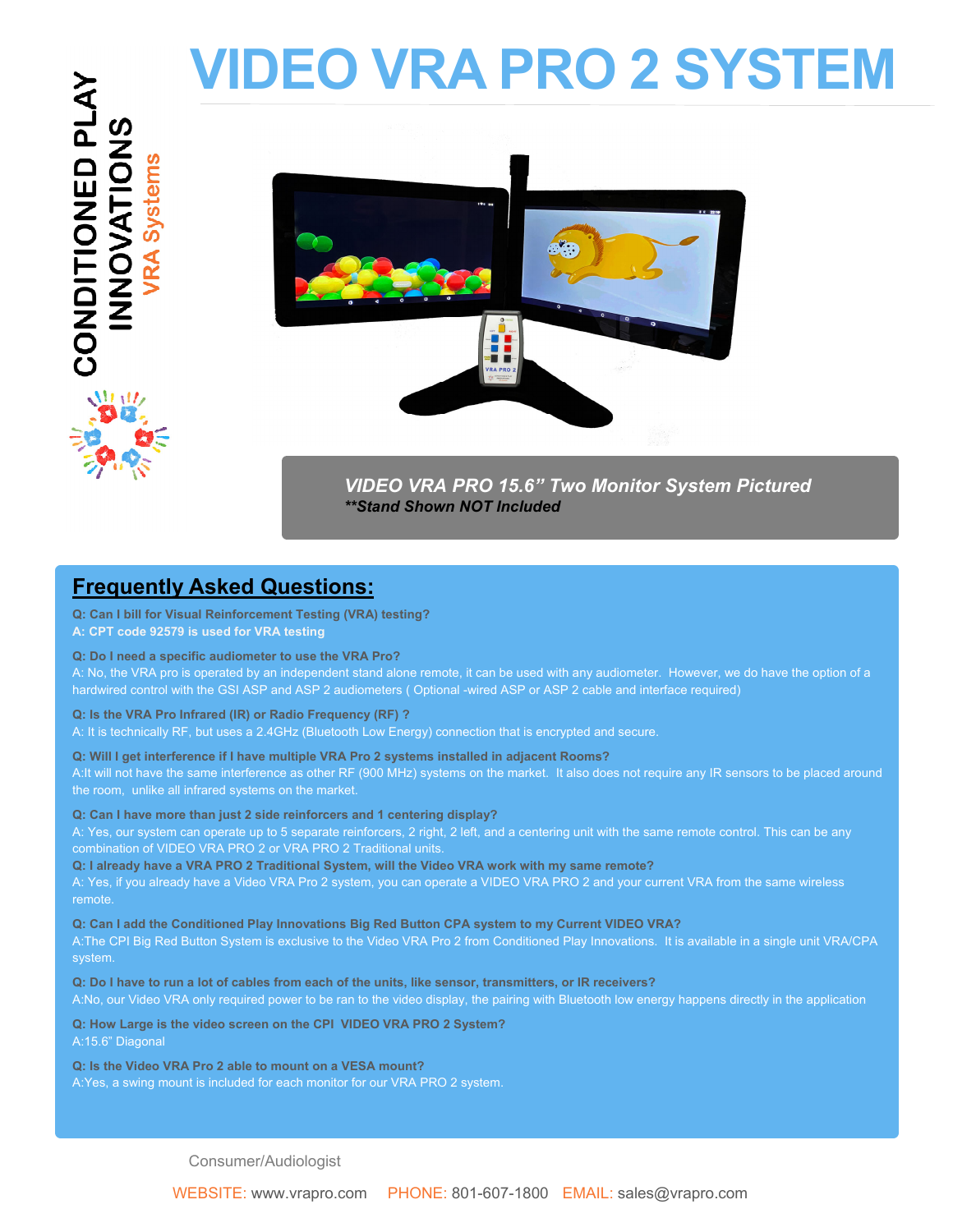# VIDEO VRA PRO 2 SYSTEM

CONDITIONED PLAY INNOVATIONS

VRA Systems

***VIDEO VRA PRO 15.6" Two Monitor System Pictured***
***\*\*Stand Shown NOT Included***

## Frequently Asked Questions:

**Q: Can I bill for Visual Reinforcement Testing (VRA) testing?**
**A: CPT code 92579 is used for VRA testing**

**Q: Do I need a specific audiometer to use the VRA Pro?**
A: No, the VRA pro is operated by an independent stand alone remote, it can be used with any audiometer. However, we do have the option of a hardwired control with the GSI ASP and ASP 2 audiometers ( Optional -wired ASP or ASP 2 cable and interface required)

**Q: Is the VRA Pro Infrared (IR) or Radio Frequency (RF) ?**
A: It is technically RF, but uses a 2.4GHz (Bluetooth Low Energy) connection that is encrypted and secure.

**Q: Will I get interference if I have multiple VRA Pro 2 systems installed in adjacent Rooms?**
A:It will not have the same interference as other RF (900 MHz) systems on the market. It also does not require any IR sensors to be placed around the room, unlike all infrared systems on the market.

**Q: Can I have more than just 2 side reinforcers and 1 centering display?**
A: Yes, our system can operate up to 5 separate reinforcers, 2 right, 2 left, and a centering unit with the same remote control. This can be any combination of VIDEO VRA PRO 2 or VRA PRO 2 Traditional units.

**Q: I already have a VRA PRO 2 Traditional System, will the Video VRA work with my same remote?**
A: Yes, if you already have a Video VRA Pro 2 system, you can operate a VIDEO VRA PRO 2 and your current VRA from the same wireless remote.

**Q: Can I add the Conditioned Play Innovations Big Red Button CPA system to my Current VIDEO VRA?**
A:The CPI Big Red Button System is exclusive to the Video VRA Pro 2 from Conditioned Play Innovations. It is available in a single unit VRA/CPA system.

**Q: Do I have to run a lot of cables from each of the units, like sensor, transmitters, or IR receivers?**
A:No, our Video VRA only required power to be ran to the video display, the pairing with Bluetooth low energy happens directly in the application

**Q: How Large is the video screen on the CPI VIDEO VRA PRO 2 System?**
A:15.6" Diagonal

**Q: Is the Video VRA Pro 2 able to mount on a VESA mount?**
A:Yes, a swing mount is included for each monitor for our VRA PRO 2 system.

Consumer/Audiologist

WEBSITE: www.vrapro.com PHONE: 801-607-1800 EMAIL: sales@vrapro.com